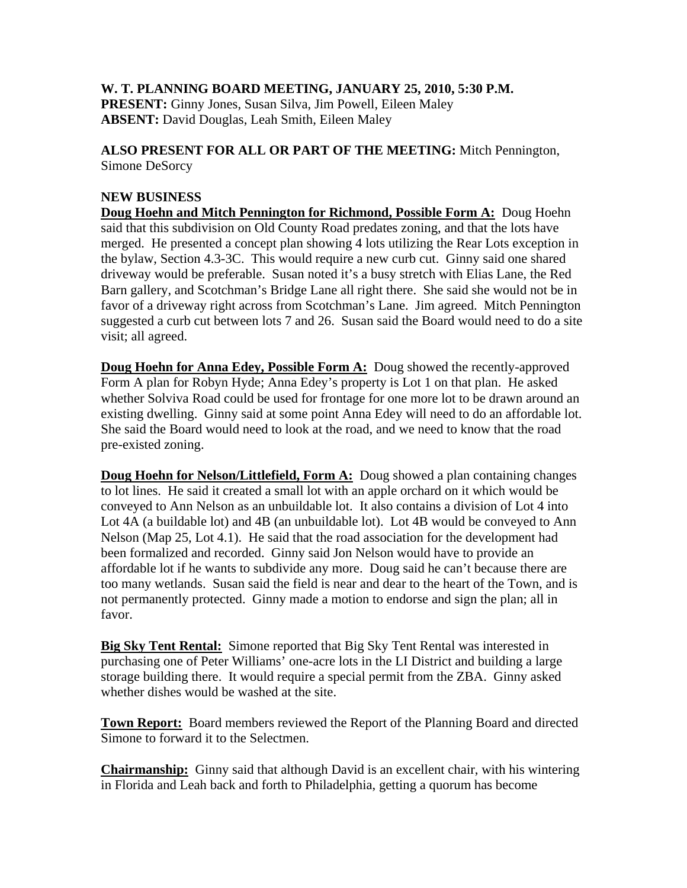**W. T. PLANNING BOARD MEETING, JANUARY 25, 2010, 5:30 P.M.**
**PRESENT:** Ginny Jones, Susan Silva, Jim Powell, Eileen Maley
**ABSENT:** David Douglas, Leah Smith, Eileen Maley

**ALSO PRESENT FOR ALL OR PART OF THE MEETING:** Mitch Pennington, Simone DeSorcy

**NEW BUSINESS**

**Doug Hoehn and Mitch Pennington for Richmond, Possible Form A:** Doug Hoehn said that this subdivision on Old County Road predates zoning, and that the lots have merged. He presented a concept plan showing 4 lots utilizing the Rear Lots exception in the bylaw, Section 4.3-3C. This would require a new curb cut. Ginny said one shared driveway would be preferable. Susan noted it's a busy stretch with Elias Lane, the Red Barn gallery, and Scotchman's Bridge Lane all right there. She said she would not be in favor of a driveway right across from Scotchman's Lane. Jim agreed. Mitch Pennington suggested a curb cut between lots 7 and 26. Susan said the Board would need to do a site visit; all agreed.

**Doug Hoehn for Anna Edey, Possible Form A:** Doug showed the recently-approved Form A plan for Robyn Hyde; Anna Edey's property is Lot 1 on that plan. He asked whether Solviva Road could be used for frontage for one more lot to be drawn around an existing dwelling. Ginny said at some point Anna Edey will need to do an affordable lot. She said the Board would need to look at the road, and we need to know that the road pre-existed zoning.

**Doug Hoehn for Nelson/Littlefield, Form A:** Doug showed a plan containing changes to lot lines. He said it created a small lot with an apple orchard on it which would be conveyed to Ann Nelson as an unbuildable lot. It also contains a division of Lot 4 into Lot 4A (a buildable lot) and 4B (an unbuildable lot). Lot 4B would be conveyed to Ann Nelson (Map 25, Lot 4.1). He said that the road association for the development had been formalized and recorded. Ginny said Jon Nelson would have to provide an affordable lot if he wants to subdivide any more. Doug said he can't because there are too many wetlands. Susan said the field is near and dear to the heart of the Town, and is not permanently protected. Ginny made a motion to endorse and sign the plan; all in favor.

**Big Sky Tent Rental:** Simone reported that Big Sky Tent Rental was interested in purchasing one of Peter Williams' one-acre lots in the LI District and building a large storage building there. It would require a special permit from the ZBA. Ginny asked whether dishes would be washed at the site.

**Town Report:** Board members reviewed the Report of the Planning Board and directed Simone to forward it to the Selectmen.

**Chairmanship:** Ginny said that although David is an excellent chair, with his wintering in Florida and Leah back and forth to Philadelphia, getting a quorum has become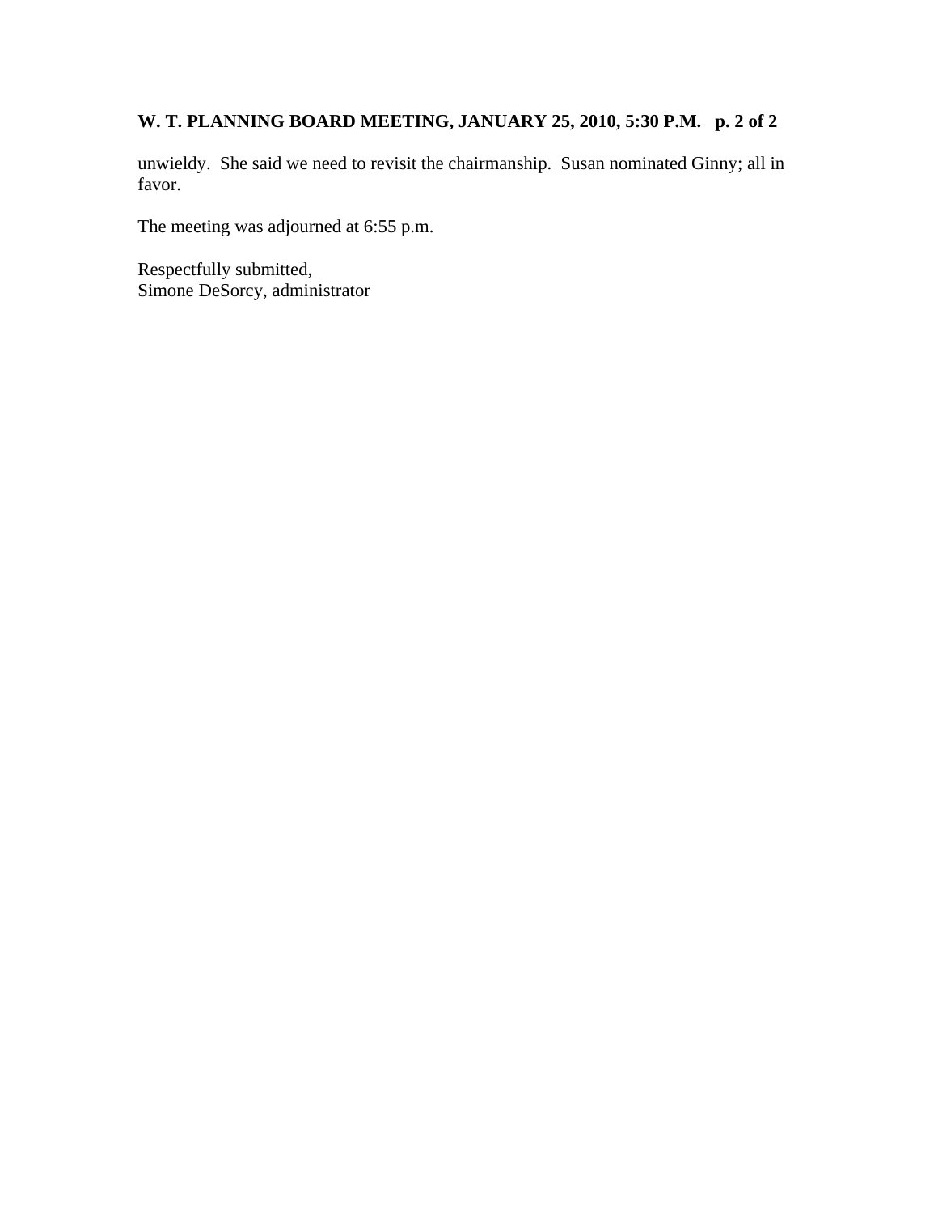unwieldy. She said we need to revisit the chairmanship. Susan nominated Ginny; all in favor.

The meeting was adjourned at 6:55 p.m.

Respectfully submitted,
Simone DeSorcy, administrator